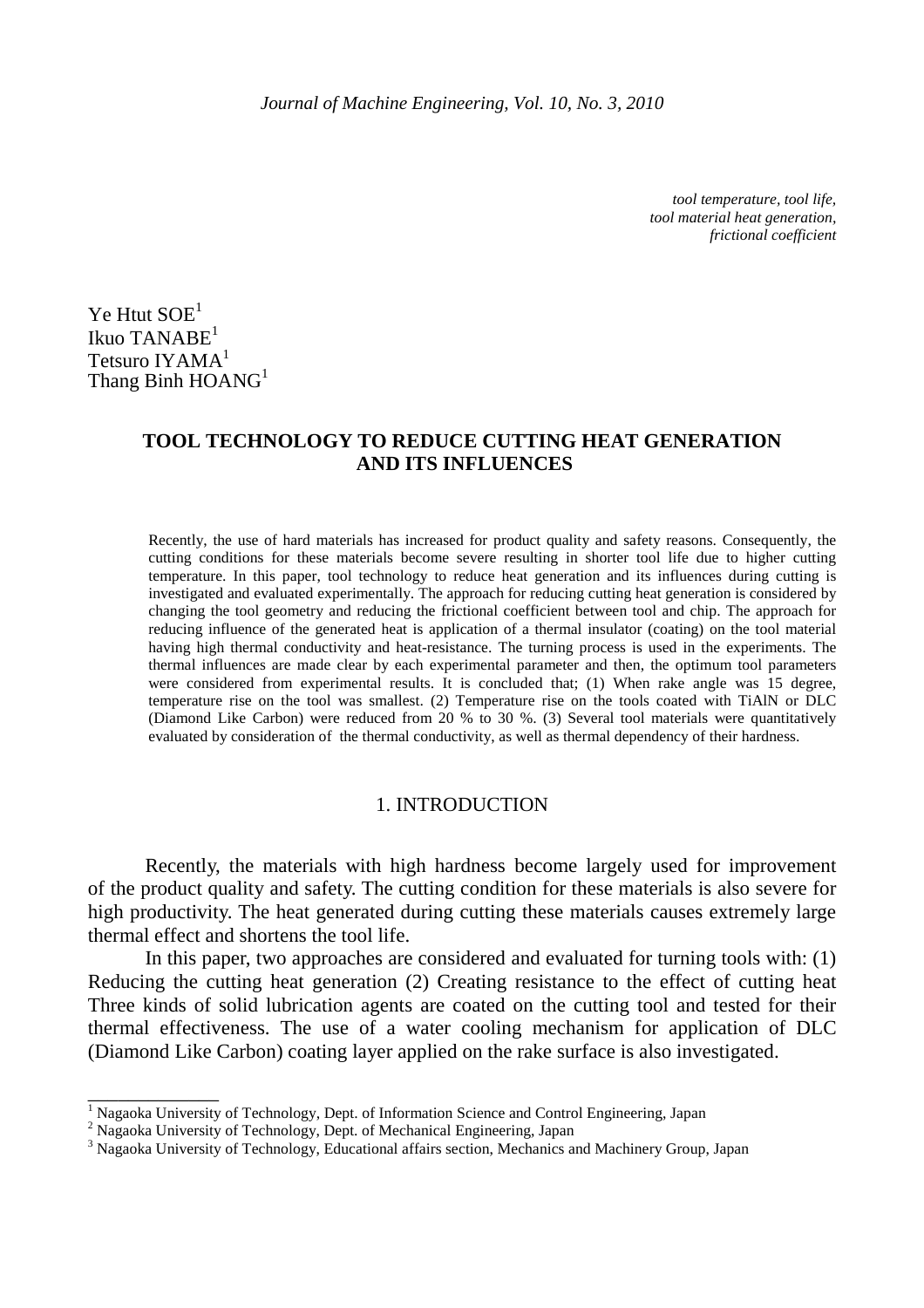*tool temperature, tool life,*
*tool material heat generation,*
*frictional coefficient*

Ye Htut SOE[1]
Ikuo TANABE[1]
Tetsuro IYAMA[1]
Thang Binh HOANG[1]

# TOOL TECHNOLOGY TO REDUCE CUTTING HEAT GENERATION AND ITS INFLUENCES

Recently, the use of hard materials has increased for product quality and safety reasons. Consequently, the cutting conditions for these materials become severe resulting in shorter tool life due to higher cutting temperature. In this paper, tool technology to reduce heat generation and its influences during cutting is investigated and evaluated experimentally. The approach for reducing cutting heat generation is considered by changing the tool geometry and reducing the frictional coefficient between tool and chip. The approach for reducing influence of the generated heat is application of a thermal insulator (coating) on the tool material having high thermal conductivity and heat-resistance. The turning process is used in the experiments. The thermal influences are made clear by each experimental parameter and then, the optimum tool parameters were considered from experimental results. It is concluded that; (1) When rake angle was 15 degree, temperature rise on the tool was smallest. (2) Temperature rise on the tools coated with TiAlN or DLC (Diamond Like Carbon) were reduced from 20 % to 30 %. (3) Several tool materials were quantitatively evaluated by consideration of the thermal conductivity, as well as thermal dependency of their hardness.

## 1. INTRODUCTION

Recently, the materials with high hardness become largely used for improvement of the product quality and safety. The cutting condition for these materials is also severe for high productivity. The heat generated during cutting these materials causes extremely large thermal effect and shortens the tool life.

In this paper, two approaches are considered and evaluated for turning tools with: (1) Reducing the cutting heat generation (2) Creating resistance to the effect of cutting heat Three kinds of solid lubrication agents are coated on the cutting tool and tested for their thermal effectiveness. The use of a water cooling mechanism for application of DLC (Diamond Like Carbon) coating layer applied on the rake surface is also investigated.

---

[1] Nagaoka University of Technology, Dept. of Information Science and Control Engineering, Japan
[2] Nagaoka University of Technology, Dept. of Mechanical Engineering, Japan
[3] Nagaoka University of Technology, Educational affairs section, Mechanics and Machinery Group, Japan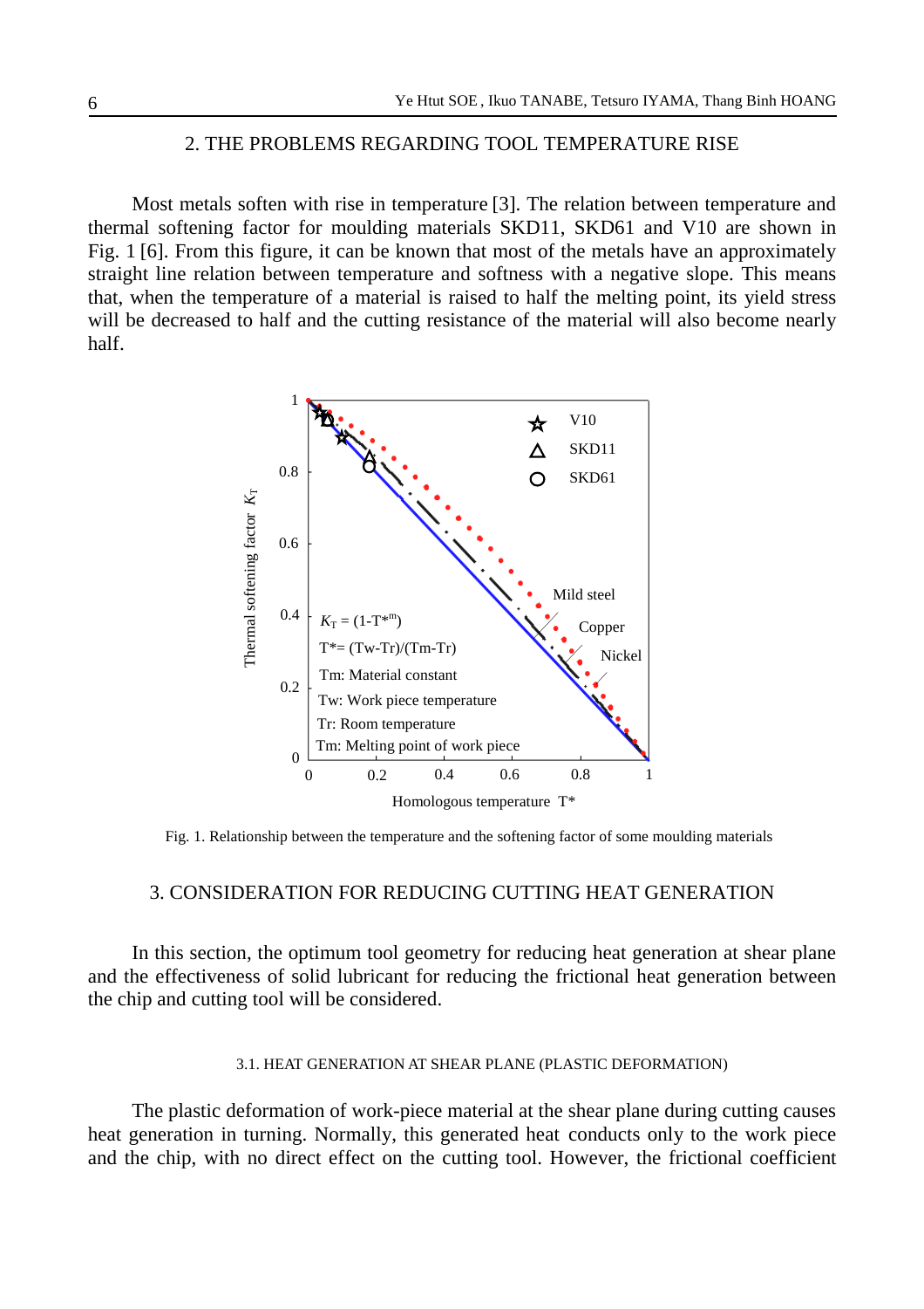## 2. THE PROBLEMS REGARDING TOOL TEMPERATURE RISE

Most metals soften with rise in temperature [3]. The relation between temperature and thermal softening factor for moulding materials SKD11, SKD61 and V10 are shown in Fig. 1 [6]. From this figure, it can be known that most of the metals have an approximately straight line relation between temperature and softness with a negative slope. This means that, when the temperature of a material is raised to half the melting point, its yield stress will be decreased to half and the cutting resistance of the material will also become nearly half.

Thermal softening factor $K_T$

Homologous temperature T*

V10

SKD11

SKD61

Mild steel

Copper

Nickel

$K_T = (1\text{-}T^{*m})$

T*= (Tw-Tr)/(Tm-Tr)

Tm: Material constant

Tw: Work piece temperature

Tr: Room temperature

Tm: Melting point of work piece

1
0.8
0.6
0.4
0.2
0

0
0.2
0.4
0.6
0.8
1

Fig. 1. Relationship between the temperature and the softening factor of some moulding materials

## 3. CONSIDERATION FOR REDUCING CUTTING HEAT GENERATION

In this section, the optimum tool geometry for reducing heat generation at shear plane and the effectiveness of solid lubricant for reducing the frictional heat generation between the chip and cutting tool will be considered.

### 3.1. HEAT GENERATION AT SHEAR PLANE (PLASTIC DEFORMATION)

The plastic deformation of work-piece material at the shear plane during cutting causes heat generation in turning. Normally, this generated heat conducts only to the work piece and the chip, with no direct effect on the cutting tool. However, the frictional coefficient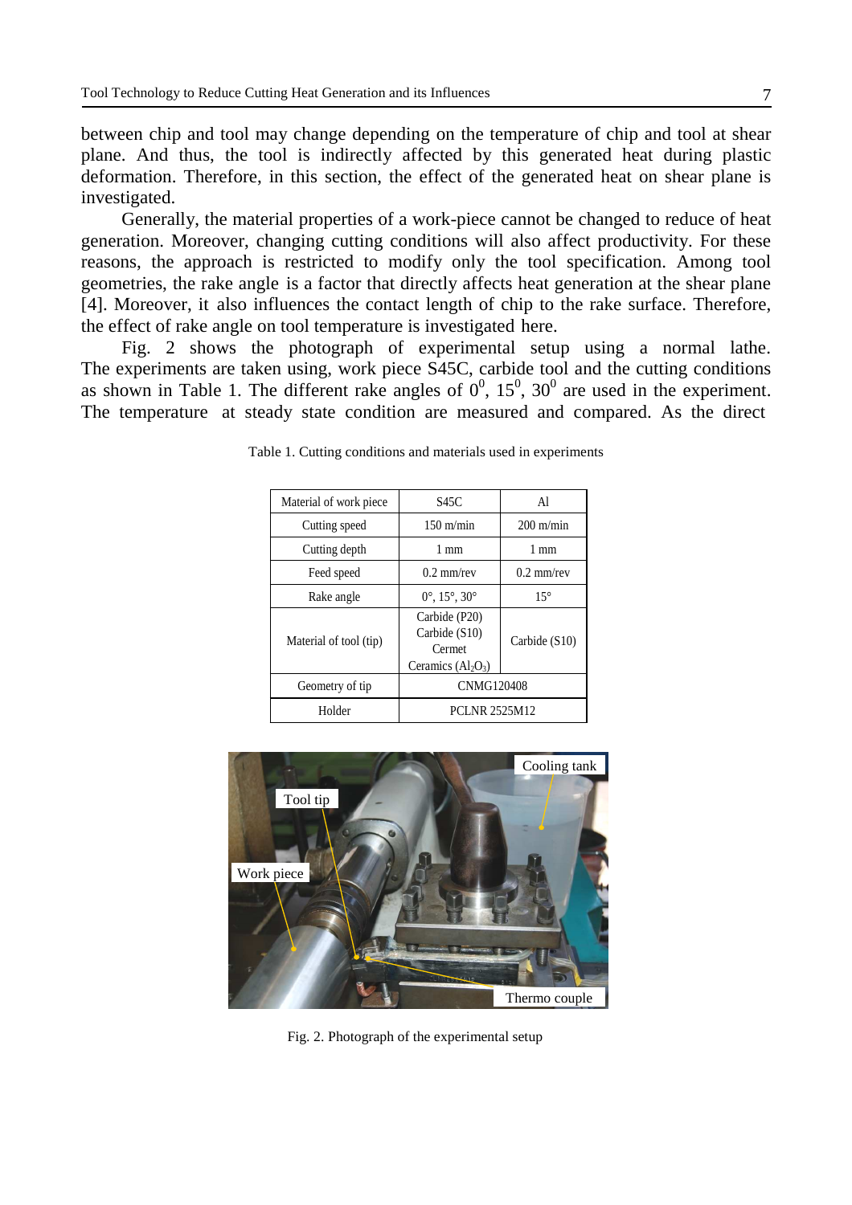between chip and tool may change depending on the temperature of chip and tool at shear plane. And thus, the tool is indirectly affected by this generated heat during plastic deformation. Therefore, in this section, the effect of the generated heat on shear plane is investigated.

Generally, the material properties of a work-piece cannot be changed to reduce of heat generation. Moreover, changing cutting conditions will also affect productivity. For these reasons, the approach is restricted to modify only the tool specification. Among tool geometries, the rake angle is a factor that directly affects heat generation at the shear plane [4]. Moreover, it also influences the contact length of chip to the rake surface. Therefore, the effect of rake angle on tool temperature is investigated here.

Fig. 2 shows the photograph of experimental setup using a normal lathe. The experiments are taken using, work piece S45C, carbide tool and the cutting conditions as shown in Table 1. The different rake angles of $0^0$, $15^0$, $30^0$ are used in the experiment. The temperature at steady state condition are measured and compared. As the direct

Table 1. Cutting conditions and materials used in experiments

| Material of work piece | S45C | Al |
|---|---|---|
| Cutting speed | 150 m/min | 200 m/min |
| Cutting depth | 1 mm | 1 mm |
| Feed speed | 0.2 mm/rev | 0.2 mm/rev |
| Rake angle | 0°, 15°, 30° | 15° |
| Material of tool (tip) | Carbide (P20)<br>Carbide (S10)<br>Cermet<br>Ceramics ($Al_2O_3$) | Carbide (S10) |
| Geometry of tip | CNMG120408 | |
| Holder | PCLNR 2525M12 | |

Cooling tank

Tool tip

Work piece

Thermo couple

Fig. 2. Photograph of the experimental setup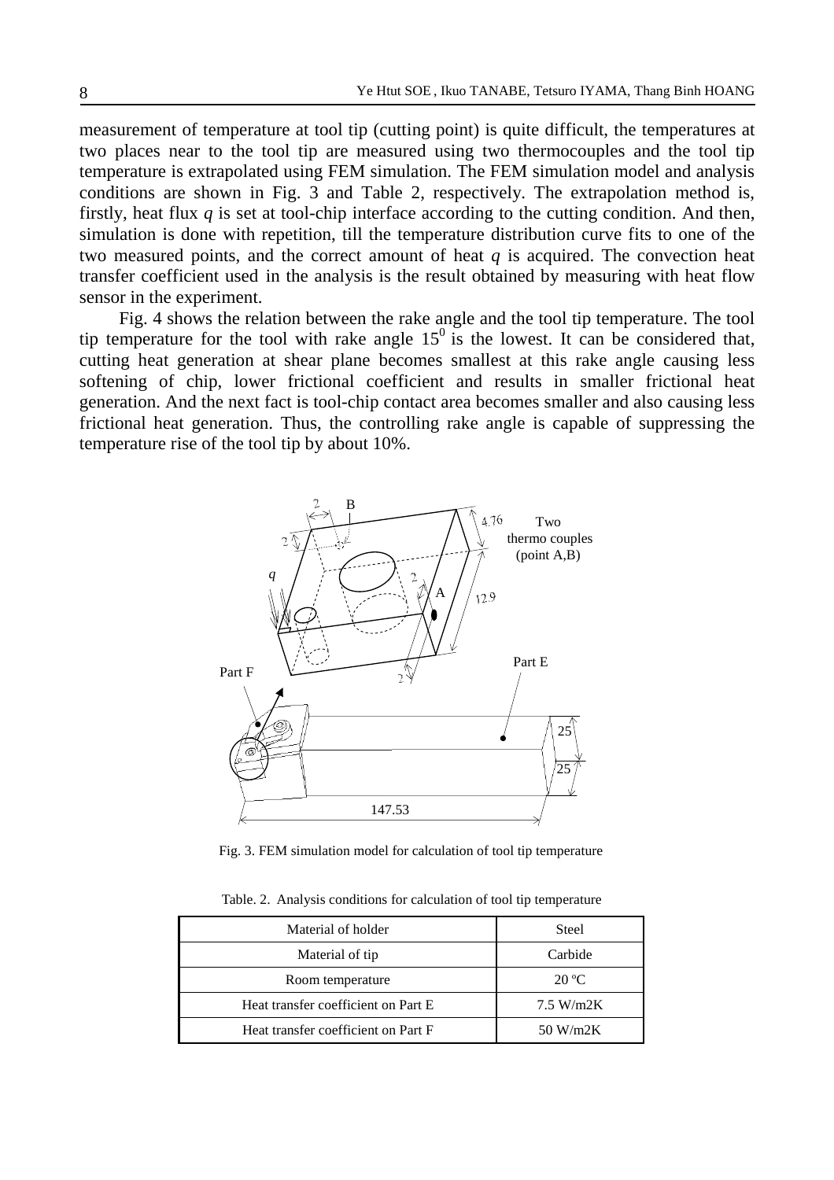measurement of temperature at tool tip (cutting point) is quite difficult, the temperatures at two places near to the tool tip are measured using two thermocouples and the tool tip temperature is extrapolated using FEM simulation. The FEM simulation model and analysis conditions are shown in Fig. 3 and Table 2, respectively. The extrapolation method is, firstly, heat flux $q$ is set at tool-chip interface according to the cutting condition. And then, simulation is done with repetition, till the temperature distribution curve fits to one of the two measured points, and the correct amount of heat $q$ is acquired. The convection heat transfer coefficient used in the analysis is the result obtained by measuring with heat flow sensor in the experiment.

Fig. 4 shows the relation between the rake angle and the tool tip temperature. The tool tip temperature for the tool with rake angle $15^0$ is the lowest. It can be considered that, cutting heat generation at shear plane becomes smallest at this rake angle causing less softening of chip, lower frictional coefficient and results in smaller frictional heat generation. And the next fact is tool-chip contact area becomes smaller and also causing less frictional heat generation. Thus, the controlling rake angle is capable of suppressing the temperature rise of the tool tip by about 10%.

2
B
2
4.76
Two thermo couples (point A,B)
$q$
2
A
12.9
2
Part F
Part E
25
25
147.53

Fig. 3. FEM simulation model for calculation of tool tip temperature

Table. 2. Analysis conditions for calculation of tool tip temperature

| | |
|---|---|
| Material of holder | Steel |
| Material of tip | Carbide |
| Room temperature | 20 ºC |
| Heat transfer coefficient on Part E | 7.5 W/m2K |
| Heat transfer coefficient on Part F | 50 W/m2K |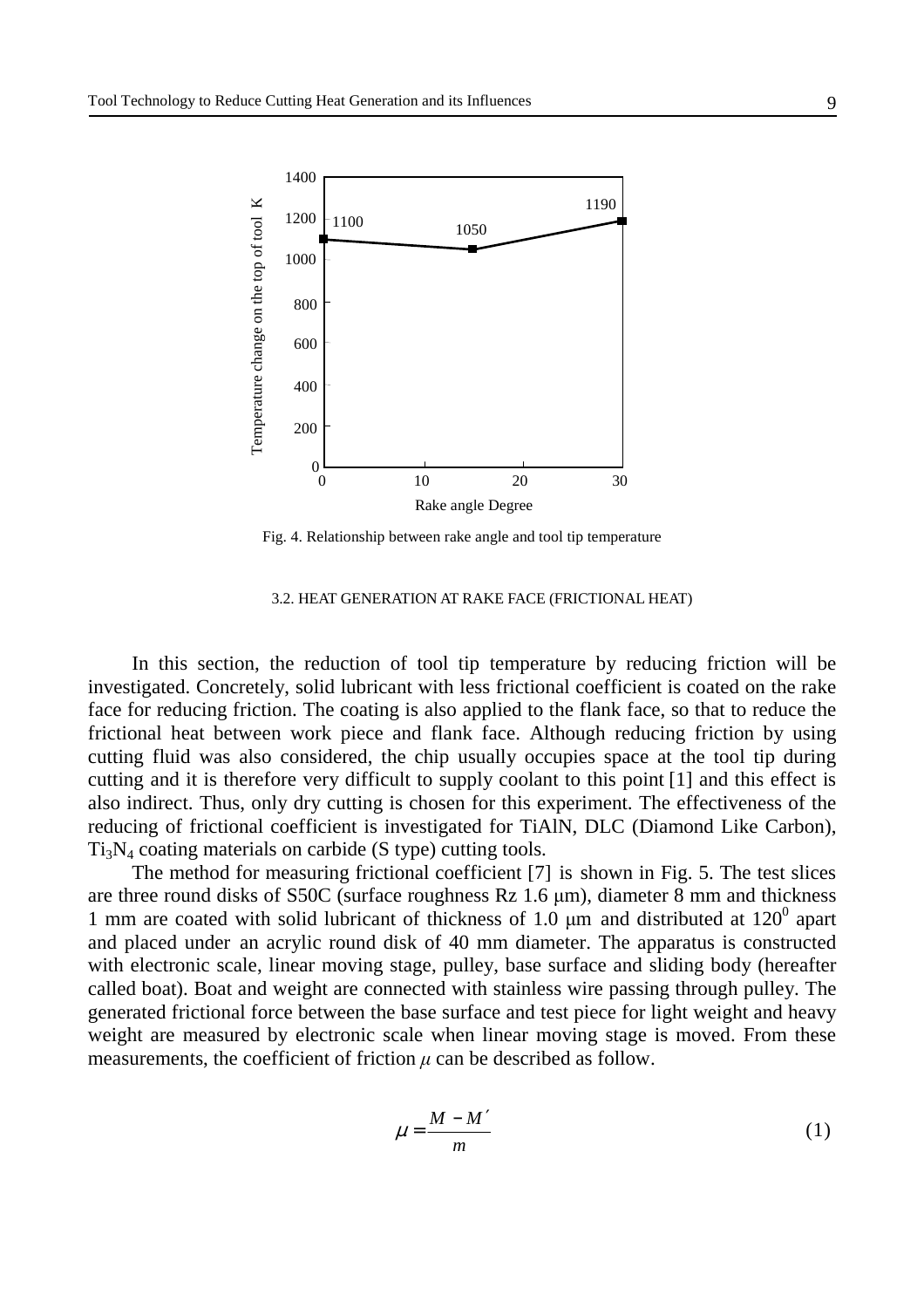1400

1200

1000

800

600

400

200

0

0 10 20 30

1100

1050

1190

Temperature change on the top of tool K

Rake angle Degree

Fig. 4. Relationship between rake angle and tool tip temperature

### 3.2. HEAT GENERATION AT RAKE FACE (FRICTIONAL HEAT)

In this section, the reduction of tool tip temperature by reducing friction will be investigated. Concretely, solid lubricant with less frictional coefficient is coated on the rake face for reducing friction. The coating is also applied to the flank face, so that to reduce the frictional heat between work piece and flank face. Although reducing friction by using cutting fluid was also considered, the chip usually occupies space at the tool tip during cutting and it is therefore very difficult to supply coolant to this point [1] and this effect is also indirect. Thus, only dry cutting is chosen for this experiment. The effectiveness of the reducing of frictional coefficient is investigated for TiAlN, DLC (Diamond Like Carbon), $Ti_3N_4$ coating materials on carbide (S type) cutting tools.

The method for measuring frictional coefficient [7] is shown in Fig. 5. The test slices are three round disks of S50C (surface roughness Rz 1.6 μm), diameter 8 mm and thickness 1 mm are coated with solid lubricant of thickness of 1.0 μm and distributed at $120^0$ apart and placed under an acrylic round disk of 40 mm diameter. The apparatus is constructed with electronic scale, linear moving stage, pulley, base surface and sliding body (hereafter called boat). Boat and weight are connected with stainless wire passing through pulley. The generated frictional force between the base surface and test piece for light weight and heavy weight are measured by electronic scale when linear moving stage is moved. From these measurements, the coefficient of friction $\mu$ can be described as follow.

$$\mu = \frac{M - M'}{m} \tag{1}$$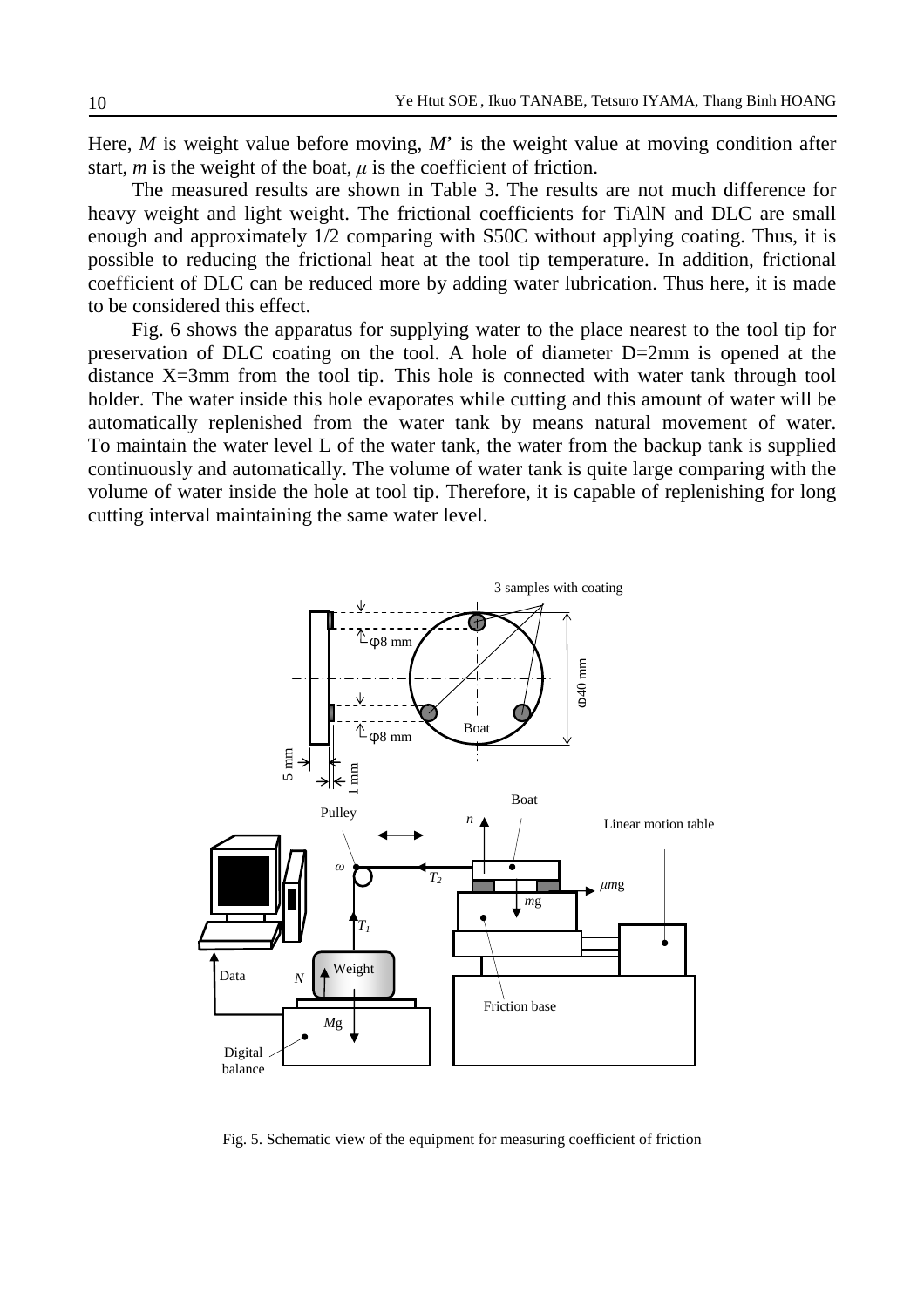Here, $M$ is weight value before moving, $M'$ is the weight value at moving condition after start, $m$ is the weight of the boat, $\mu$ is the coefficient of friction.

The measured results are shown in Table 3. The results are not much difference for heavy weight and light weight. The frictional coefficients for TiAlN and DLC are small enough and approximately 1/2 comparing with S50C without applying coating. Thus, it is possible to reducing the frictional heat at the tool tip temperature. In addition, frictional coefficient of DLC can be reduced more by adding water lubrication. Thus here, it is made to be considered this effect.

Fig. 6 shows the apparatus for supplying water to the place nearest to the tool tip for preservation of DLC coating on the tool. A hole of diameter D=2mm is opened at the distance X=3mm from the tool tip. This hole is connected with water tank through tool holder. The water inside this hole evaporates while cutting and this amount of water will be automatically replenished from the water tank by means natural movement of water. To maintain the water level L of the water tank, the water from the backup tank is supplied continuously and automatically. The volume of water tank is quite large comparing with the volume of water inside the hole at tool tip. Therefore, it is capable of replenishing for long cutting interval maintaining the same water level.

3 samples with coating

Φ8 mm

Φ40 mm

Φ8 mm

Boat

5 mm

1 mm

Boat

Pulley

$n$

Linear motion table

$\omega$

$T_2$

$\mu m$g

$m$g

$T_1$

Weight

Data

$N$

Friction base

$M$g

Digital balance

Fig. 5. Schematic view of the equipment for measuring coefficient of friction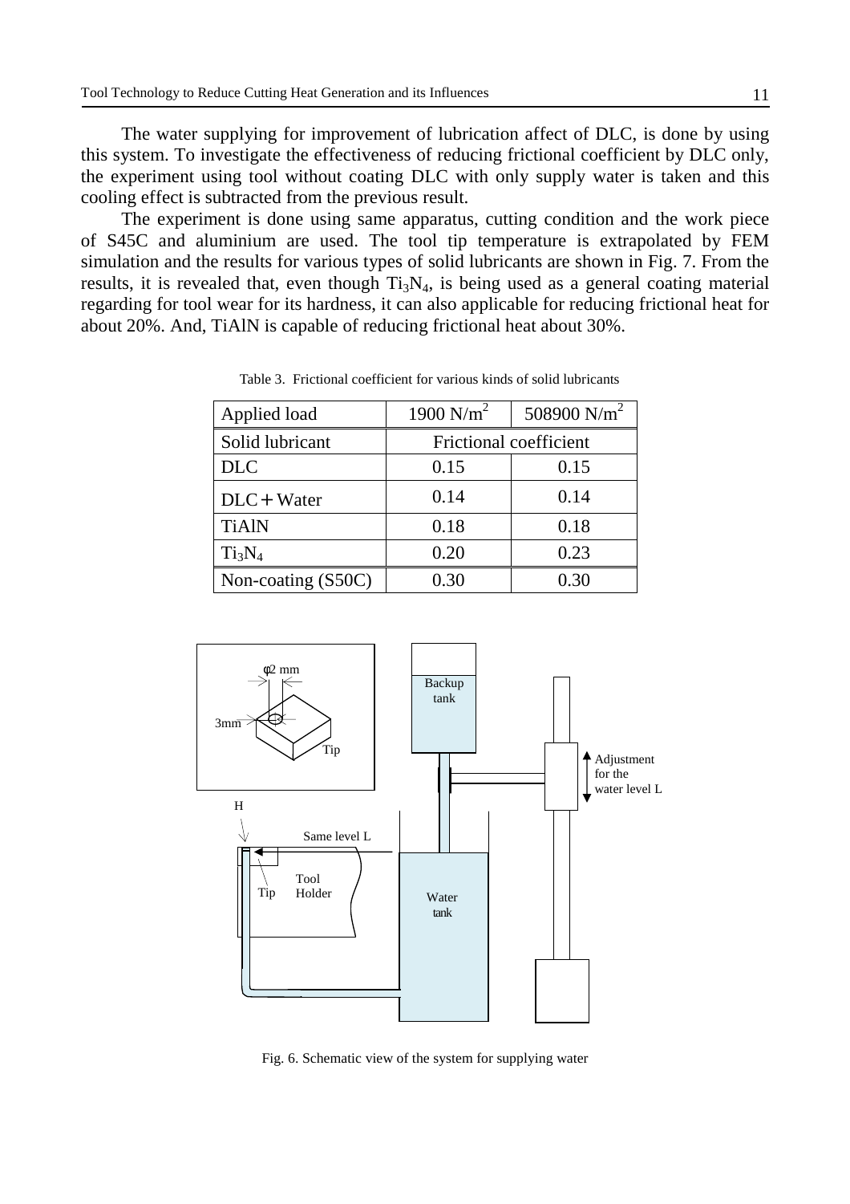The water supplying for improvement of lubrication affect of DLC, is done by using this system. To investigate the effectiveness of reducing frictional coefficient by DLC only, the experiment using tool without coating DLC with only supply water is taken and this cooling effect is subtracted from the previous result.

The experiment is done using same apparatus, cutting condition and the work piece of S45C and aluminium are used. The tool tip temperature is extrapolated by FEM simulation and the results for various types of solid lubricants are shown in Fig. 7. From the results, it is revealed that, even though $Ti_3N_4$, is being used as a general coating material regarding for tool wear for its hardness, it can also applicable for reducing frictional heat for about 20%. And, TiAlN is capable of reducing frictional heat about 30%.

Table 3. Frictional coefficient for various kinds of solid lubricants

| Applied load | 1900 $N/m^2$ | 508900 $N/m^2$ |
|---|---|---|
| Solid lubricant | Frictional coefficient | |
| DLC | 0.15 | 0.15 |
| DLC＋Water | 0.14 | 0.14 |
| TiAlN | 0.18 | 0.18 |
| $Ti_3N_4$ | 0.20 | 0.23 |
| Non-coating (S50C) | 0.30 | 0.30 |

φ2 mm

3mm

Tip

Backup tank

Adjustment for the water level L

H

Same level L

Tool Holder

Tip

Water tank

Fig. 6. Schematic view of the system for supplying water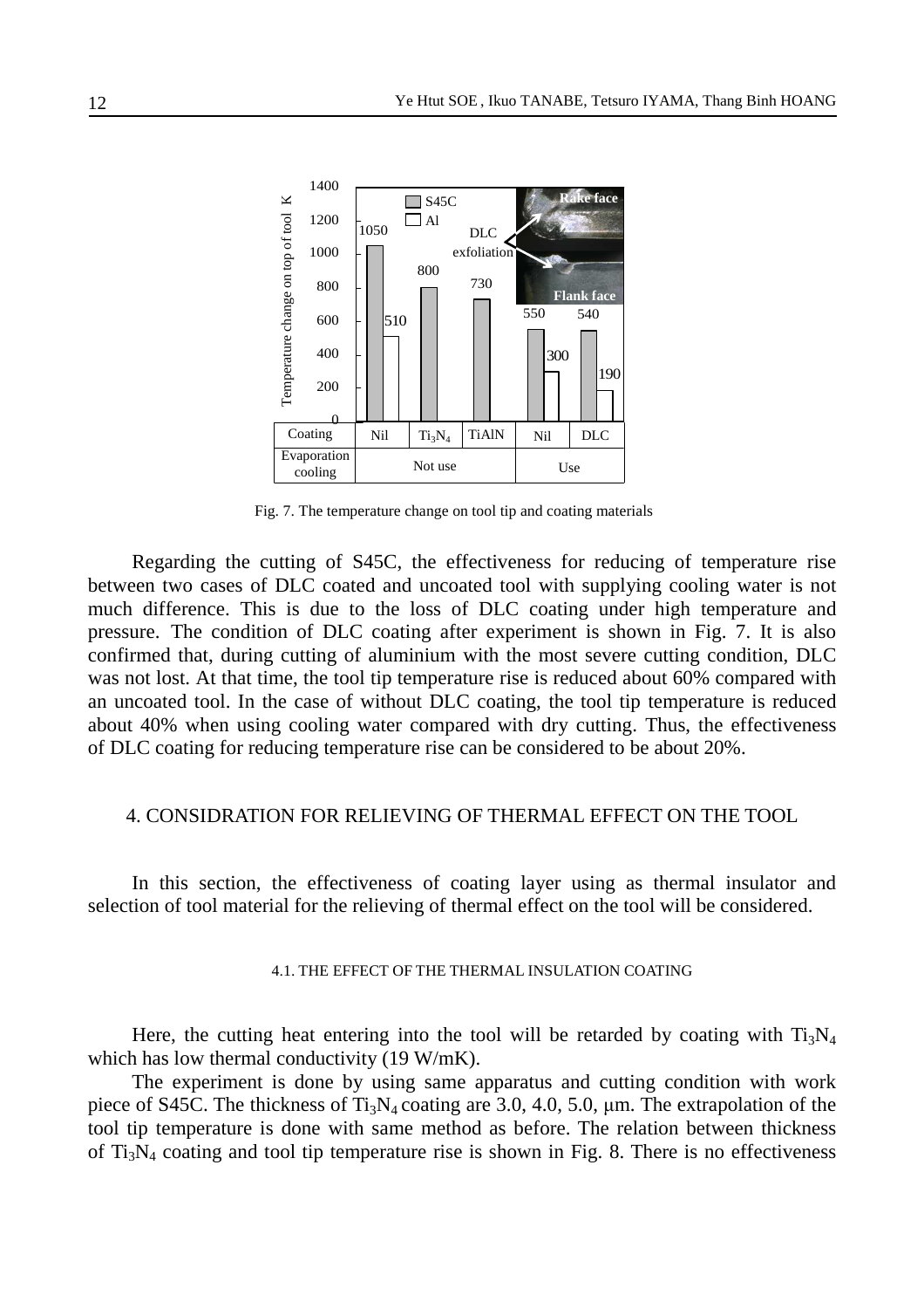1400
1200
1000
800
600
400
200
0

Temperature change on top of tool K

S45C
Al

1050
510
800
730
550
300
540
190

DLC
exfoliation

Rake face
Flank face

Coating: Nil, $Ti_3N_4$, TiAlN, Nil, DLC

Evaporation cooling: Not use, Use

Fig. 7. The temperature change on tool tip and coating materials

Regarding the cutting of S45C, the effectiveness for reducing of temperature rise between two cases of DLC coated and uncoated tool with supplying cooling water is not much difference. This is due to the loss of DLC coating under high temperature and pressure. The condition of DLC coating after experiment is shown in Fig. 7. It is also confirmed that, during cutting of aluminium with the most severe cutting condition, DLC was not lost. At that time, the tool tip temperature rise is reduced about 60% compared with an uncoated tool. In the case of without DLC coating, the tool tip temperature is reduced about 40% when using cooling water compared with dry cutting. Thus, the effectiveness of DLC coating for reducing temperature rise can be considered to be about 20%.

## 4. CONSIDRATION FOR RELIEVING OF THERMAL EFFECT ON THE TOOL

In this section, the effectiveness of coating layer using as thermal insulator and selection of tool material for the relieving of thermal effect on the tool will be considered.

### 4.1. THE EFFECT OF THE THERMAL INSULATION COATING

Here, the cutting heat entering into the tool will be retarded by coating with $Ti_3N_4$ which has low thermal conductivity (19 W/mK).

The experiment is done by using same apparatus and cutting condition with work piece of S45C. The thickness of $Ti_3N_4$ coating are 3.0, 4.0, 5.0, μm. The extrapolation of the tool tip temperature is done with same method as before. The relation between thickness of $Ti_3N_4$ coating and tool tip temperature rise is shown in Fig. 8. There is no effectiveness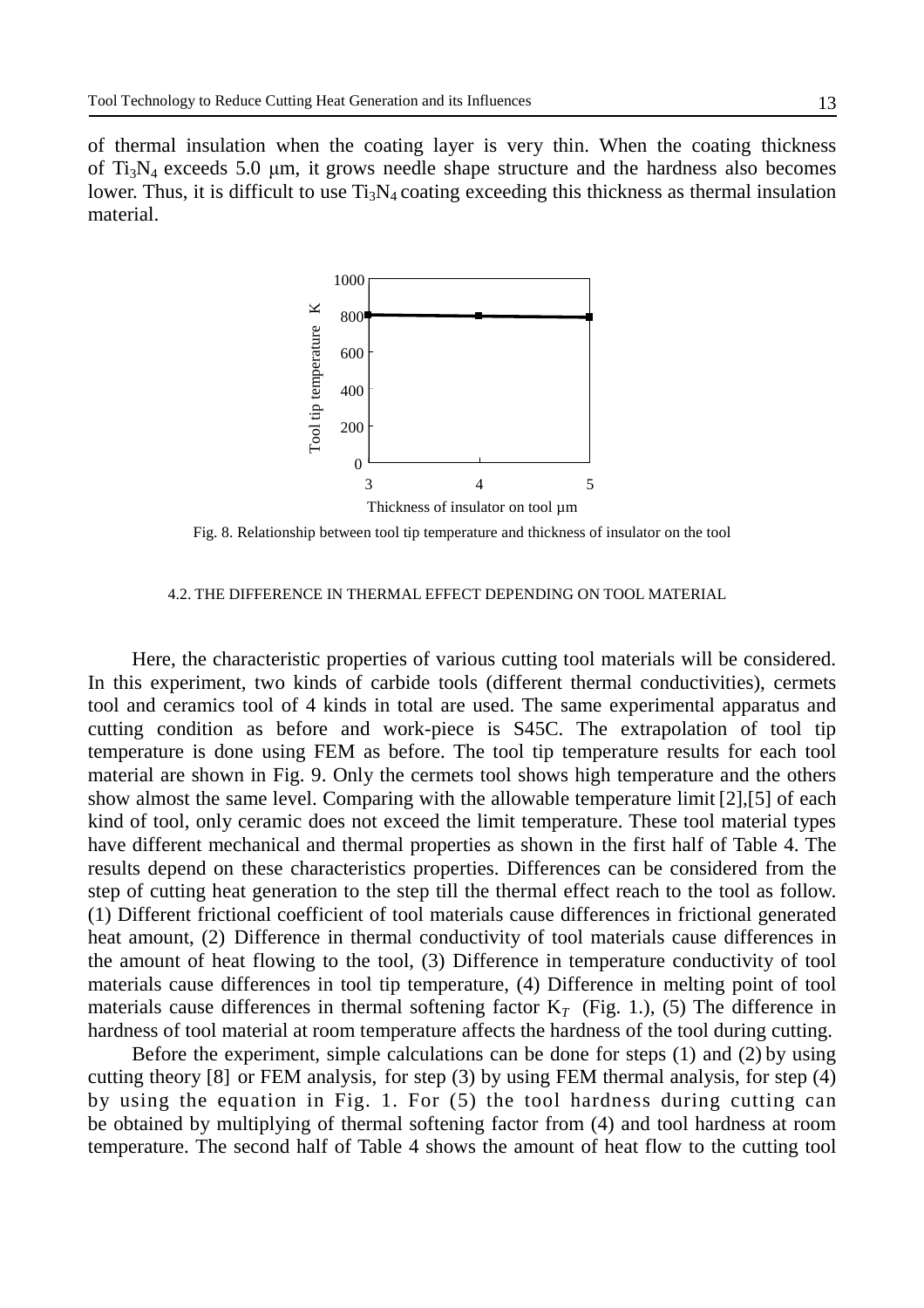of thermal insulation when the coating layer is very thin. When the coating thickness of $Ti_3N_4$ exceeds 5.0 μm, it grows needle shape structure and the hardness also becomes lower. Thus, it is difficult to use $Ti_3N_4$ coating exceeding this thickness as thermal insulation material.

Tool tip temperature K

1000

800

600

400

200

0

3

4

5

Thickness of insulator on tool μm

Fig. 8. Relationship between tool tip temperature and thickness of insulator on the tool

### 4.2. THE DIFFERENCE IN THERMAL EFFECT DEPENDING ON TOOL MATERIAL

Here, the characteristic properties of various cutting tool materials will be considered. In this experiment, two kinds of carbide tools (different thermal conductivities), cermets tool and ceramics tool of 4 kinds in total are used. The same experimental apparatus and cutting condition as before and work-piece is S45C. The extrapolation of tool tip temperature is done using FEM as before. The tool tip temperature results for each tool material are shown in Fig. 9. Only the cermets tool shows high temperature and the others show almost the same level. Comparing with the allowable temperature limit [2],[5] of each kind of tool, only ceramic does not exceed the limit temperature. These tool material types have different mechanical and thermal properties as shown in the first half of Table 4. The results depend on these characteristics properties. Differences can be considered from the step of cutting heat generation to the step till the thermal effect reach to the tool as follow. (1) Different frictional coefficient of tool materials cause differences in frictional generated heat amount, (2) Difference in thermal conductivity of tool materials cause differences in the amount of heat flowing to the tool, (3) Difference in temperature conductivity of tool materials cause differences in tool tip temperature, (4) Difference in melting point of tool materials cause differences in thermal softening factor $K_T$ (Fig. 1.), (5) The difference in hardness of tool material at room temperature affects the hardness of the tool during cutting.

Before the experiment, simple calculations can be done for steps (1) and (2) by using cutting theory [8] or FEM analysis, for step (3) by using FEM thermal analysis, for step (4) by using the equation in Fig. 1. For (5) the tool hardness during cutting can be obtained by multiplying of thermal softening factor from (4) and tool hardness at room temperature. The second half of Table 4 shows the amount of heat flow to the cutting tool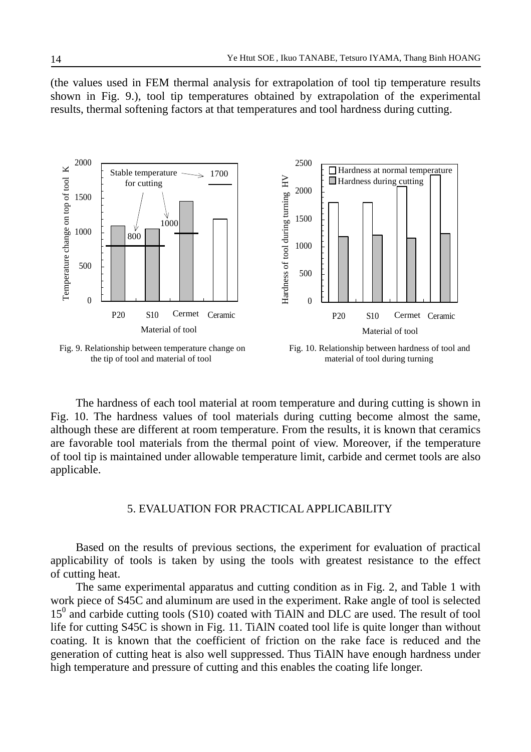(the values used in FEM thermal analysis for extrapolation of tool tip temperature results shown in Fig. 9.), tool tip temperatures obtained by extrapolation of the experimental results, thermal softening factors at that temperatures and tool hardness during cutting.

Temperature change on top of tool K
2000
1500
1000
500
0
Stable temperature for cutting
1700
1000
800
P20 S10 Cermet Ceramic
Material of tool

Fig. 9. Relationship between temperature change on the tip of tool and material of tool

Hardness of tool during turning HV
2500
2000
1500
1000
500
0
Hardness at normal temperature
Hardness during cutting
P20 S10 Cermet Ceramic
Material of tool

Fig. 10. Relationship between hardness of tool and material of tool during turning

The hardness of each tool material at room temperature and during cutting is shown in Fig. 10. The hardness values of tool materials during cutting become almost the same, although these are different at room temperature. From the results, it is known that ceramics are favorable tool materials from the thermal point of view. Moreover, if the temperature of tool tip is maintained under allowable temperature limit, carbide and cermet tools are also applicable.

## 5. EVALUATION FOR PRACTICAL APPLICABILITY

Based on the results of previous sections, the experiment for evaluation of practical applicability of tools is taken by using the tools with greatest resistance to the effect of cutting heat.

The same experimental apparatus and cutting condition as in Fig. 2, and Table 1 with work piece of S45C and aluminum are used in the experiment. Rake angle of tool is selected $15^0$ and carbide cutting tools (S10) coated with TiAlN and DLC are used. The result of tool life for cutting S45C is shown in Fig. 11. TiAlN coated tool life is quite longer than without coating. It is known that the coefficient of friction on the rake face is reduced and the generation of cutting heat is also well suppressed. Thus TiAlN have enough hardness under high temperature and pressure of cutting and this enables the coating life longer.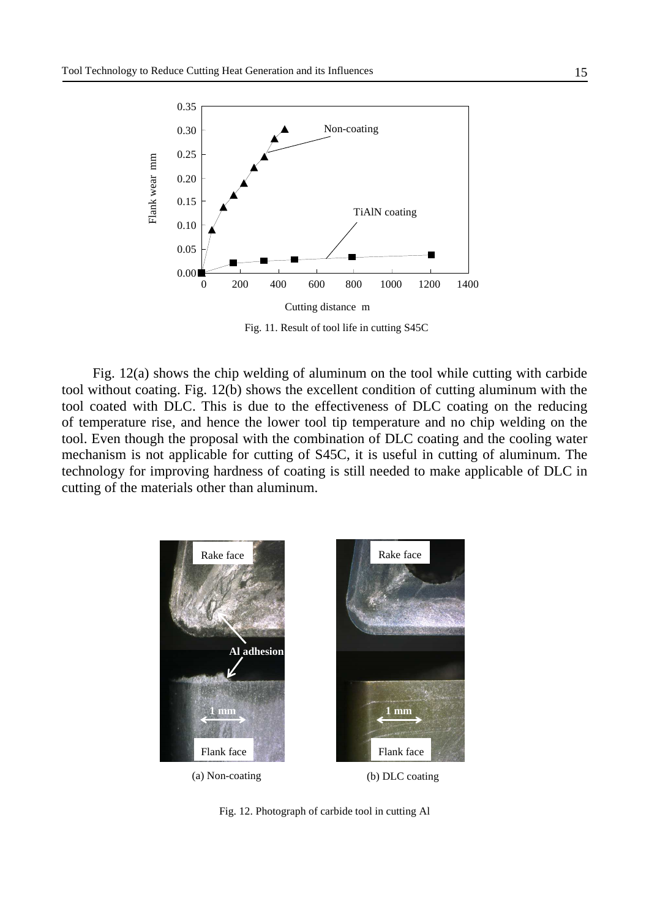0.35
0.30
0.25
0.20
0.15
0.10
0.05
0.00
0 200 400 600 800 1000 1200 1400
Flank wear mm
Cutting distance m
Non-coating
TiAlN coating

Fig. 11. Result of tool life in cutting S45C

Fig. 12(a) shows the chip welding of aluminum on the tool while cutting with carbide tool without coating. Fig. 12(b) shows the excellent condition of cutting aluminum with the tool coated with DLC. This is due to the effectiveness of DLC coating on the reducing of temperature rise, and hence the lower tool tip temperature and no chip welding on the tool. Even though the proposal with the combination of DLC coating and the cooling water mechanism is not applicable for cutting of S45C, it is useful in cutting of aluminum. The technology for improving hardness of coating is still needed to make applicable of DLC in cutting of the materials other than aluminum.

Rake face
Al adhesion
1 mm
Flank face

Rake face
1 mm
Flank face

(a) Non-coating (b) DLC coating

Fig. 12. Photograph of carbide tool in cutting Al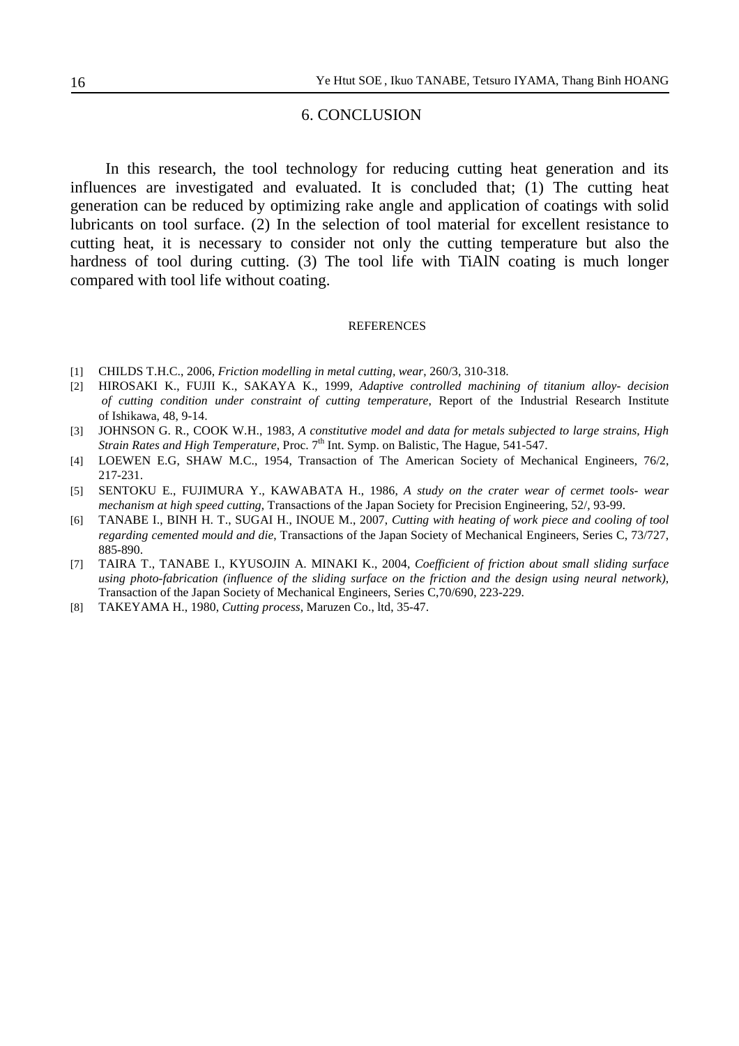## 6. CONCLUSION

In this research, the tool technology for reducing cutting heat generation and its influences are investigated and evaluated. It is concluded that; (1) The cutting heat generation can be reduced by optimizing rake angle and application of coatings with solid lubricants on tool surface. (2) In the selection of tool material for excellent resistance to cutting heat, it is necessary to consider not only the cutting temperature but also the hardness of tool during cutting. (3) The tool life with TiAlN coating is much longer compared with tool life without coating.

## REFERENCES

[1] CHILDS T.H.C., 2006, *Friction modelling in metal cutting, wear*, 260/3, 310-318.

[2] HIROSAKI K., FUJII K., SAKAYA K., 1999, *Adaptive controlled machining of titanium alloy- decision of cutting condition under constraint of cutting temperature,* Report of the Industrial Research Institute of Ishikawa, 48, 9-14.

[3] JOHNSON G. R., COOK W.H., 1983, *A constitutive model and data for metals subjected to large strains, High Strain Rates and High Temperature*, Proc. 7th Int. Symp. on Balistic, The Hague, 541-547.

[4] LOEWEN E.G, SHAW M.C., 1954, Transaction of The American Society of Mechanical Engineers, 76/2, 217-231.

[5] SENTOKU E., FUJIMURA Y., KAWABATA H., 1986, *A study on the crater wear of cermet tools- wear mechanism at high speed cutting*, Transactions of the Japan Society for Precision Engineering, 52/, 93-99.

[6] TANABE I., BINH H. T., SUGAI H., INOUE M., 2007, *Cutting with heating of work piece and cooling of tool regarding cemented mould and die*, Transactions of the Japan Society of Mechanical Engineers, Series C, 73/727, 885-890.

[7] TAIRA T., TANABE I., KYUSOJIN A. MINAKI K., 2004, *Coefficient of friction about small sliding surface using photo-fabrication (influence of the sliding surface on the friction and the design using neural network)*, Transaction of the Japan Society of Mechanical Engineers, Series C,70/690, 223-229.

[8] TAKEYAMA H., 1980, *Cutting process*, Maruzen Co., ltd, 35-47.